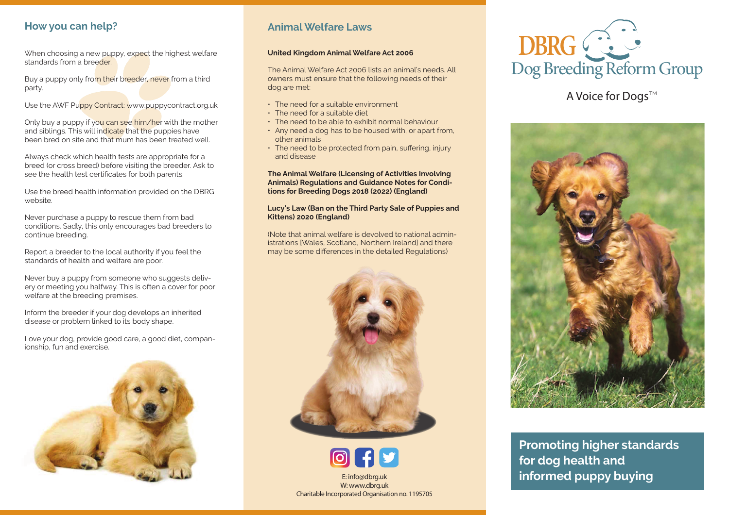## How you can help?

When choosing a new puppy, expect the highest welfare standards from a breeder.

Buy a puppy only from their breeder, never from a third party.

Use the AWF Puppy Contract: www.puppycontract.org.uk

Only buy a puppy if you can see him/her with the mother and siblings. This will indicate that the puppies have been bred on site and that mum has been treated well.

Always check which health tests are appropriate for a breed (or cross breed) before visiting the breeder. Ask to see the health test certificates for both parents.

Use the breed health information provided on the DBRG website.

Never purchase a puppy to rescue them from bad conditions. Sadly, this only encourages bad breeders to continue breeding.

Report a breeder to the local authority if you feel the standards of health and welfare are poor.

Never buy a puppy from someone who suggests delivery or meeting you halfway. This is often a cover for poor welfare at the breeding premises.

Inform the breeder if your dog develops an inherited disease or problem linked to its body shape.

Love your dog, provide good care, a good diet, companionship, fun and exercise.

## Animal Welfare Laws

**United Kingdom Animal Welfare Act 2006**

The Animal Welfare Act 2006 lists an animal's needs. All owners must ensure that the following needs of their dog are met:

- The need for a suitable environment
- The need for a suitable diet
- The need to be able to exhibit normal behaviour
- Any need a dog has to be housed with, or apart from, other animals
- The need to be protected from pain, suffering, injury and disease

**The Animal Welfare (Licensing of Activities Involving Animals) Regulations and Guidance Notes for Conditions for Breeding Dogs 2018 (2022) (England)**

**Lucy's Law (Ban on the Third Party Sale of Puppies and Kittens) 2020 (England)**

(Note that animal welfare is devolved to national administrations [Wales, Scotland, Northern Ireland] and there may be some differences in the detailed Regulations)

E: info@dbrg.uk
W: www.dbrg.uk
Charitable Incorporated Organisation no. 1195705

# DBRG Dog Breeding Reform Group

A Voice for Dogs™

**Promoting higher standards for dog health and informed puppy buying**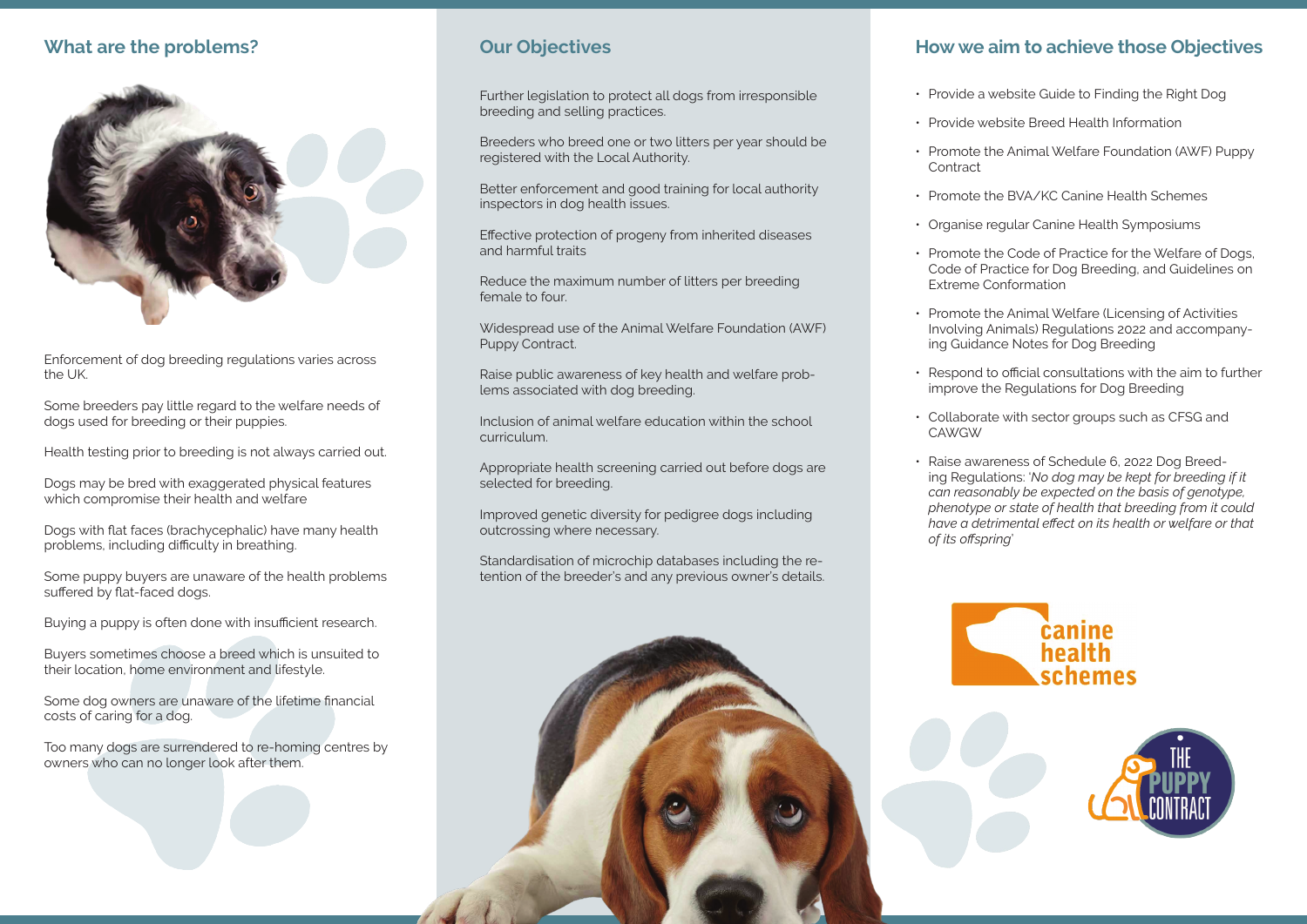## What are the problems?

Enforcement of dog breeding regulations varies across the UK.

Some breeders pay little regard to the welfare needs of dogs used for breeding or their puppies.

Health testing prior to breeding is not always carried out.

Dogs may be bred with exaggerated physical features which compromise their health and welfare

Dogs with flat faces (brachycephalic) have many health problems, including difficulty in breathing.

Some puppy buyers are unaware of the health problems suffered by flat-faced dogs.

Buying a puppy is often done with insufficient research.

Buyers sometimes choose a breed which is unsuited to their location, home environment and lifestyle.

Some dog owners are unaware of the lifetime financial costs of caring for a dog.

Too many dogs are surrendered to re-homing centres by owners who can no longer look after them.

## Our Objectives

Further legislation to protect all dogs from irresponsible breeding and selling practices.

Breeders who breed one or two litters per year should be registered with the Local Authority.

Better enforcement and good training for local authority inspectors in dog health issues.

Effective protection of progeny from inherited diseases and harmful traits

Reduce the maximum number of litters per breeding female to four.

Widespread use of the Animal Welfare Foundation (AWF) Puppy Contract.

Raise public awareness of key health and welfare problems associated with dog breeding.

Inclusion of animal welfare education within the school curriculum.

Appropriate health screening carried out before dogs are selected for breeding.

Improved genetic diversity for pedigree dogs including outcrossing where necessary.

Standardisation of microchip databases including the retention of the breeder's and any previous owner's details.

## How we aim to achieve those Objectives

- Provide a website Guide to Finding the Right Dog
- Provide website Breed Health Information
- Promote the Animal Welfare Foundation (AWF) Puppy Contract
- Promote the BVA/KC Canine Health Schemes
- Organise regular Canine Health Symposiums
- Promote the Code of Practice for the Welfare of Dogs, Code of Practice for Dog Breeding, and Guidelines on Extreme Conformation
- Promote the Animal Welfare (Licensing of Activities Involving Animals) Regulations 2022 and accompanying Guidance Notes for Dog Breeding
- Respond to official consultations with the aim to further improve the Regulations for Dog Breeding
- Collaborate with sector groups such as CFSG and CAWGW
- Raise awareness of Schedule 6, 2022 Dog Breeding Regulations: '*No dog may be kept for breeding if it can reasonably be expected on the basis of genotype, phenotype or state of health that breeding from it could have a detrimental effect on its health or welfare or that of its offspring*'

canine health schemes

THE PUPPY CONTRACT